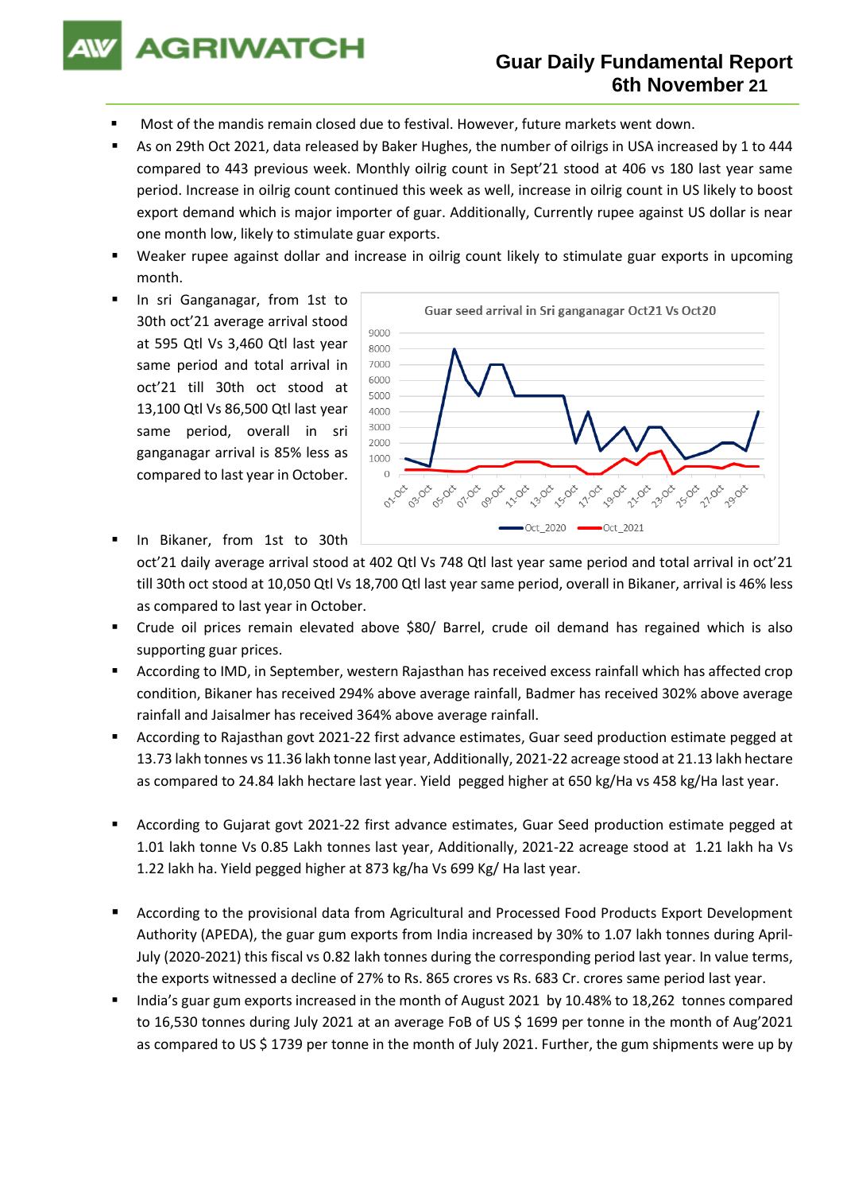# Guar Daily Fundamental Report
## 6th November 21

- Most of the mandis remain closed due to festival. However, future markets went down.
- As on 29th Oct 2021, data released by Baker Hughes, the number of oilrigs in USA increased by 1 to 444 compared to 443 previous week. Monthly oilrig count in Sept'21 stood at 406 vs 180 last year same period. Increase in oilrig count continued this week as well, increase in oilrig count in US likely to boost export demand which is major importer of guar. Additionally, Currently rupee against US dollar is near one month low, likely to stimulate guar exports.
- Weaker rupee against dollar and increase in oilrig count likely to stimulate guar exports in upcoming month.
- In sri Ganganagar, from 1st to 30th oct'21 average arrival stood at 595 Qtl Vs 3,460 Qtl last year same period and total arrival in oct'21 till 30th oct stood at 13,100 Qtl Vs 86,500 Qtl last year same period, overall in sri ganganagar arrival is 85% less as compared to last year in October.
- In Bikaner, from 1st to 30th oct'21 daily average arrival stood at 402 Qtl Vs 748 Qtl last year same period and total arrival in oct'21 till 30th oct stood at 10,050 Qtl Vs 18,700 Qtl last year same period, overall in Bikaner, arrival is 46% less as compared to last year in October.
- Crude oil prices remain elevated above $80/ Barrel, crude oil demand has regained which is also supporting guar prices.
- According to IMD, in September, western Rajasthan has received excess rainfall which has affected crop condition, Bikaner has received 294% above average rainfall, Badmer has received 302% above average rainfall and Jaisalmer has received 364% above average rainfall.
- According to Rajasthan govt 2021-22 first advance estimates, Guar seed production estimate pegged at 13.73 lakh tonnes vs 11.36 lakh tonne last year, Additionally, 2021-22 acreage stood at 21.13 lakh hectare as compared to 24.84 lakh hectare last year. Yield pegged higher at 650 kg/Ha vs 458 kg/Ha last year.
- According to Gujarat govt 2021-22 first advance estimates, Guar Seed production estimate pegged at 1.01 lakh tonne Vs 0.85 Lakh tonnes last year, Additionally, 2021-22 acreage stood at 1.21 lakh ha Vs 1.22 lakh ha. Yield pegged higher at 873 kg/ha Vs 699 Kg/ Ha last year.
- According to the provisional data from Agricultural and Processed Food Products Export Development Authority (APEDA), the guar gum exports from India increased by 30% to 1.07 lakh tonnes during April-July (2020-2021) this fiscal vs 0.82 lakh tonnes during the corresponding period last year. In value terms, the exports witnessed a decline of 27% to Rs. 865 crores vs Rs. 683 Cr. crores same period last year.
- India's guar gum exports increased in the month of August 2021 by 10.48% to 18,262 tonnes compared to 16,530 tonnes during July 2021 at an average FoB of US $ 1699 per tonne in the month of Aug'2021 as compared to US $ 1739 per tonne in the month of July 2021. Further, the gum shipments were up by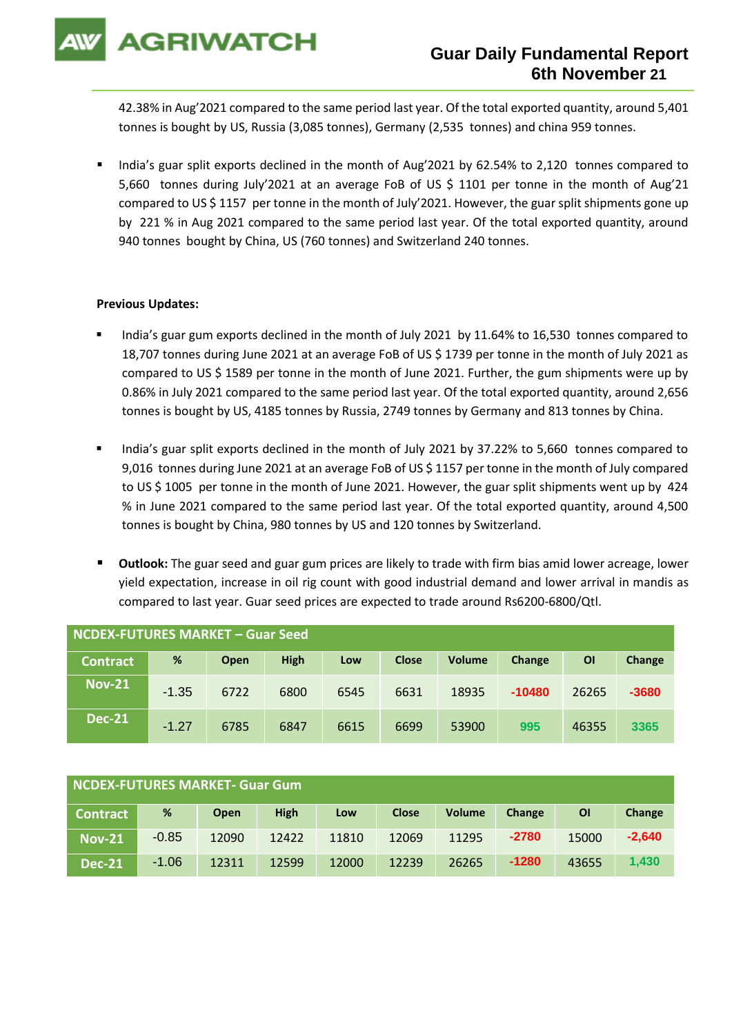42.38% in Aug'2021 compared to the same period last year. Of the total exported quantity, around 5,401 tonnes is bought by US, Russia (3,085 tonnes), Germany (2,535 tonnes) and china 959 tonnes.

- India's guar split exports declined in the month of Aug'2021 by 62.54% to 2,120 tonnes compared to 5,660 tonnes during July'2021 at an average FoB of US $ 1101 per tonne in the month of Aug'21 compared to US $ 1157 per tonne in the month of July'2021. However, the guar split shipments gone up by 221 % in Aug 2021 compared to the same period last year. Of the total exported quantity, around 940 tonnes bought by China, US (760 tonnes) and Switzerland 240 tonnes.

**Previous Updates:**

- India's guar gum exports declined in the month of July 2021 by 11.64% to 16,530 tonnes compared to 18,707 tonnes during June 2021 at an average FoB of US $ 1739 per tonne in the month of July 2021 as compared to US $ 1589 per tonne in the month of June 2021. Further, the gum shipments were up by 0.86% in July 2021 compared to the same period last year. Of the total exported quantity, around 2,656 tonnes is bought by US, 4185 tonnes by Russia, 2749 tonnes by Germany and 813 tonnes by China.

- India's guar split exports declined in the month of July 2021 by 37.22% to 5,660 tonnes compared to 9,016 tonnes during June 2021 at an average FoB of US $ 1157 per tonne in the month of July compared to US $ 1005 per tonne in the month of June 2021. However, the guar split shipments went up by 424 % in June 2021 compared to the same period last year. Of the total exported quantity, around 4,500 tonnes is bought by China, 980 tonnes by US and 120 tonnes by Switzerland.

- **Outlook:** The guar seed and guar gum prices are likely to trade with firm bias amid lower acreage, lower yield expectation, increase in oil rig count with good industrial demand and lower arrival in mandis as compared to last year. Guar seed prices are expected to trade around Rs6200-6800/Qtl.

**NCDEX-FUTURES MARKET – Guar Seed**

| Contract | % | Open | High | Low | Close | Volume | Change | OI | Change |
|---|---|---|---|---|---|---|---|---|---|
| Nov-21 | -1.35 | 6722 | 6800 | 6545 | 6631 | 18935 | -10480 | 26265 | -3680 |
| Dec-21 | -1.27 | 6785 | 6847 | 6615 | 6699 | 53900 | 995 | 46355 | 3365 |

**NCDEX-FUTURES MARKET- Guar Gum**

| Contract | % | Open | High | Low | Close | Volume | Change | OI | Change |
|---|---|---|---|---|---|---|---|---|---|
| Nov-21 | -0.85 | 12090 | 12422 | 11810 | 12069 | 11295 | -2780 | 15000 | -2,640 |
| Dec-21 | -1.06 | 12311 | 12599 | 12000 | 12239 | 26265 | -1280 | 43655 | 1,430 |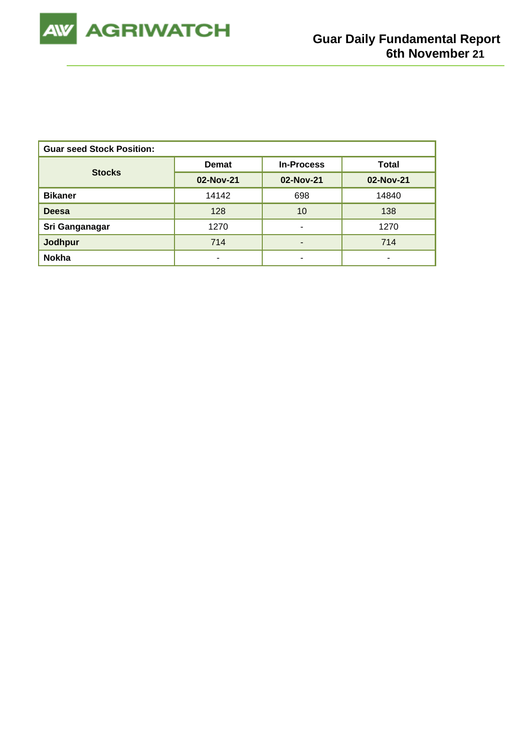| Guar seed Stock Position: | | | |
|---|---|---|---|
| **Stocks** | **Demat** | **In-Process** | **Total** |
| | **02-Nov-21** | **02-Nov-21** | **02-Nov-21** |
| **Bikaner** | 14142 | 698 | 14840 |
| **Deesa** | 128 | 10 | 138 |
| **Sri Ganganagar** | 1270 | - | 1270 |
| **Jodhpur** | 714 | - | 714 |
| **Nokha** | - | - | - |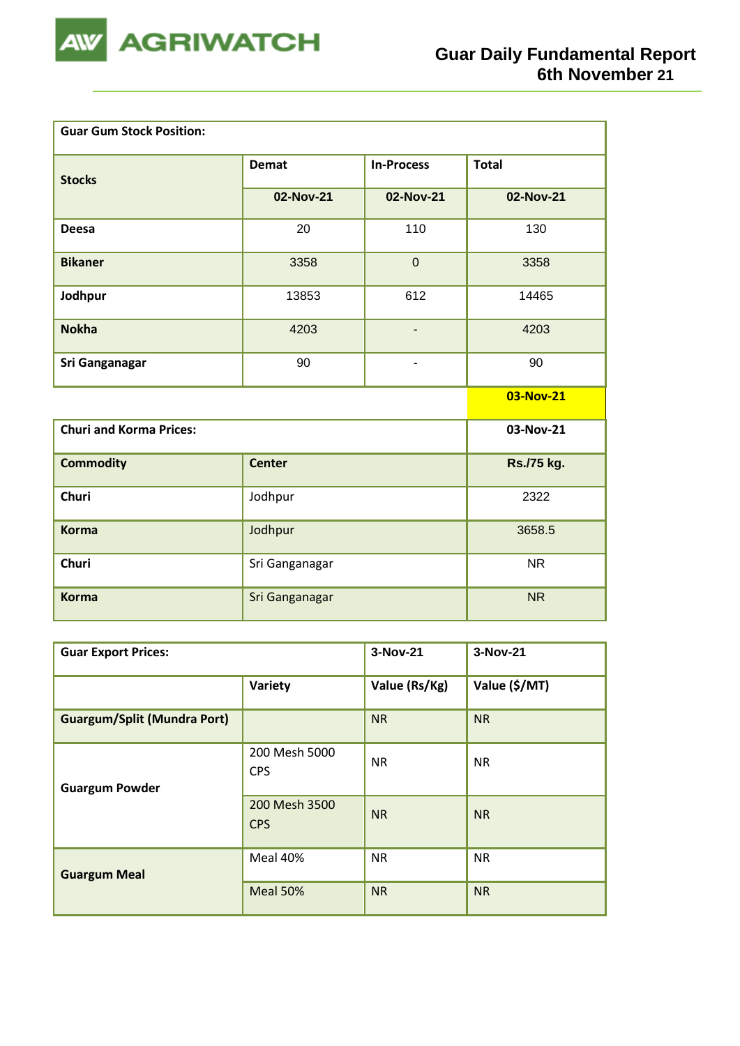| Guar Gum Stock Position: | | | |
|---|---|---|---|
| Stocks | Demat | In-Process | Total |
| | 02-Nov-21 | 02-Nov-21 | 02-Nov-21 |
| Deesa | 20 | 110 | 130 |
| Bikaner | 3358 | 0 | 3358 |
| Jodhpur | 13853 | 612 | 14465 |
| Nokha | 4203 | - | 4203 |
| Sri Ganganagar | 90 | - | 90 |
| | | | 03-Nov-21 |

| Churi and Korma Prices: | | 03-Nov-21 |
|---|---|---|
| Commodity | Center | Rs./75 kg. |
| Churi | Jodhpur | 2322 |
| Korma | Jodhpur | 3658.5 |
| Churi | Sri Ganganagar | NR |
| Korma | Sri Ganganagar | NR |

| Guar Export Prices: | | 3-Nov-21 | 3-Nov-21 |
|---|---|---|---|
| | Variety | Value (Rs/Kg) | Value ($/MT) |
| Guargum/Split (Mundra Port) | | NR | NR |
| Guargum Powder | 200 Mesh 5000 CPS | NR | NR |
| | 200 Mesh 3500 CPS | NR | NR |
| Guargum Meal | Meal 40% | NR | NR |
| | Meal 50% | NR | NR |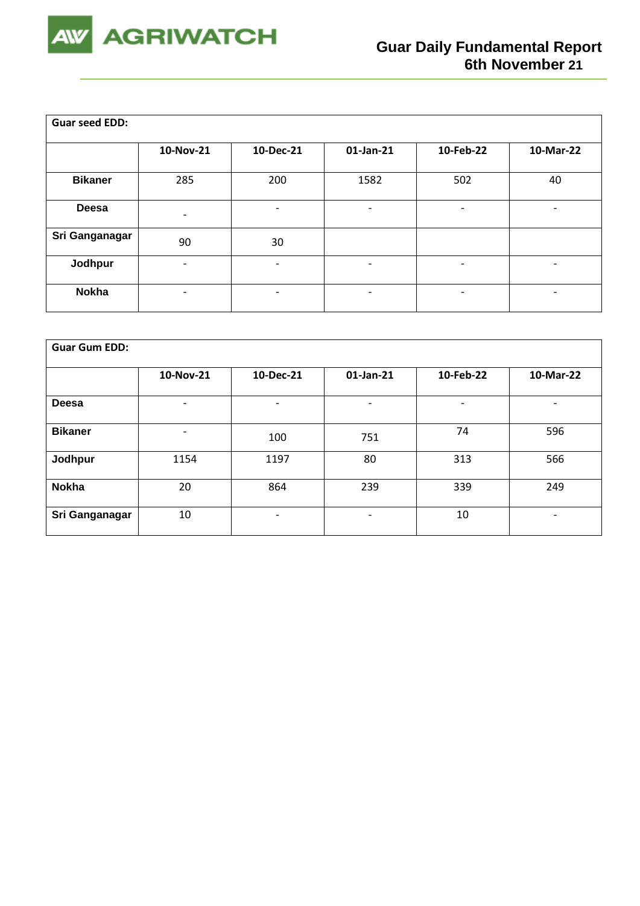| Guar seed EDD: | | | | | |
|---|---|---|---|---|---|
| | 10-Nov-21 | 10-Dec-21 | 01-Jan-21 | 10-Feb-22 | 10-Mar-22 |
| Bikaner | 285 | 200 | 1582 | 502 | 40 |
| Deesa | - | - | - | - | - |
| Sri Ganganagar | 90 | 30 | | | |
| Jodhpur | - | - | - | - | - |
| Nokha | - | - | - | - | - |

| Guar Gum EDD: | | | | | |
|---|---|---|---|---|---|
| | 10-Nov-21 | 10-Dec-21 | 01-Jan-21 | 10-Feb-22 | 10-Mar-22 |
| Deesa | - | - | - | - | - |
| Bikaner | - | 100 | 751 | 74 | 596 |
| Jodhpur | 1154 | 1197 | 80 | 313 | 566 |
| Nokha | 20 | 864 | 239 | 339 | 249 |
| Sri Ganganagar | 10 | - | - | 10 | - |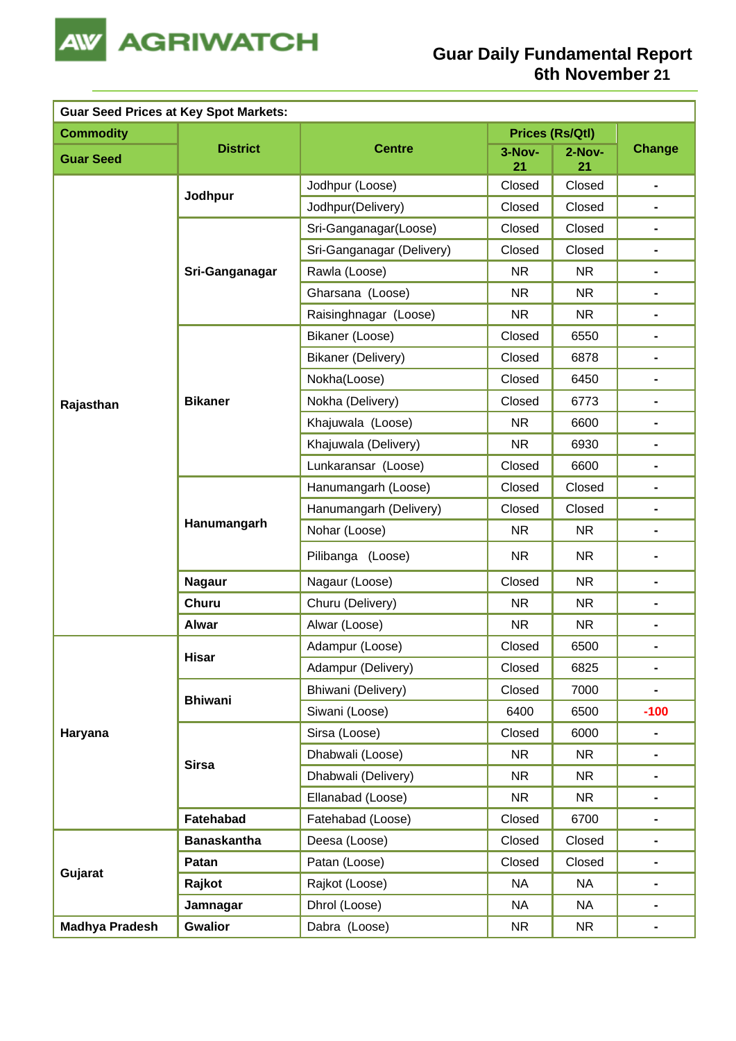# Guar Daily Fundamental Report
## 6th November 21

| Guar Seed Prices at Key Spot Markets: | | | | | |
|---|---|---|---|---|---|
| Commodity | District | Centre | Prices (Rs/Qtl) | | Change |
| Guar Seed | | | 3-Nov-21 | 2-Nov-21 | |
| Rajasthan | Jodhpur | Jodhpur (Loose) | Closed | Closed | - |
| | | Jodhpur(Delivery) | Closed | Closed | - |
| | Sri-Ganganagar | Sri-Ganganagar(Loose) | Closed | Closed | - |
| | | Sri-Ganganagar (Delivery) | Closed | Closed | - |
| | | Rawla (Loose) | NR | NR | - |
| | | Gharsana (Loose) | NR | NR | - |
| | | Raisinghnagar (Loose) | NR | NR | - |
| | Bikaner | Bikaner (Loose) | Closed | 6550 | - |
| | | Bikaner (Delivery) | Closed | 6878 | - |
| | | Nokha(Loose) | Closed | 6450 | - |
| | | Nokha (Delivery) | Closed | 6773 | - |
| | | Khajuwala (Loose) | NR | 6600 | - |
| | | Khajuwala (Delivery) | NR | 6930 | - |
| | | Lunkaransar (Loose) | Closed | 6600 | - |
| | Hanumangarh | Hanumangarh (Loose) | Closed | Closed | - |
| | | Hanumangarh (Delivery) | Closed | Closed | - |
| | | Nohar (Loose) | NR | NR | - |
| | | Pilibanga (Loose) | NR | NR | - |
| | Nagaur | Nagaur (Loose) | Closed | NR | - |
| | Churu | Churu (Delivery) | NR | NR | - |
| | Alwar | Alwar (Loose) | NR | NR | - |
| Haryana | Hisar | Adampur (Loose) | Closed | 6500 | - |
| | | Adampur (Delivery) | Closed | 6825 | - |
| | Bhiwani | Bhiwani (Delivery) | Closed | 7000 | - |
| | | Siwani (Loose) | 6400 | 6500 | -100 |
| | Sirsa | Sirsa (Loose) | Closed | 6000 | - |
| | | Dhabwali (Loose) | NR | NR | - |
| | | Dhabwali (Delivery) | NR | NR | - |
| | | Ellanabad (Loose) | NR | NR | - |
| | Fatehabad | Fatehabad (Loose) | Closed | 6700 | - |
| Gujarat | Banaskantha | Deesa (Loose) | Closed | Closed | - |
| | Patan | Patan (Loose) | Closed | Closed | - |
| | Rajkot | Rajkot (Loose) | NA | NA | - |
| | Jamnagar | Dhrol (Loose) | NA | NA | - |
| Madhya Pradesh | Gwalior | Dabra (Loose) | NR | NR | - |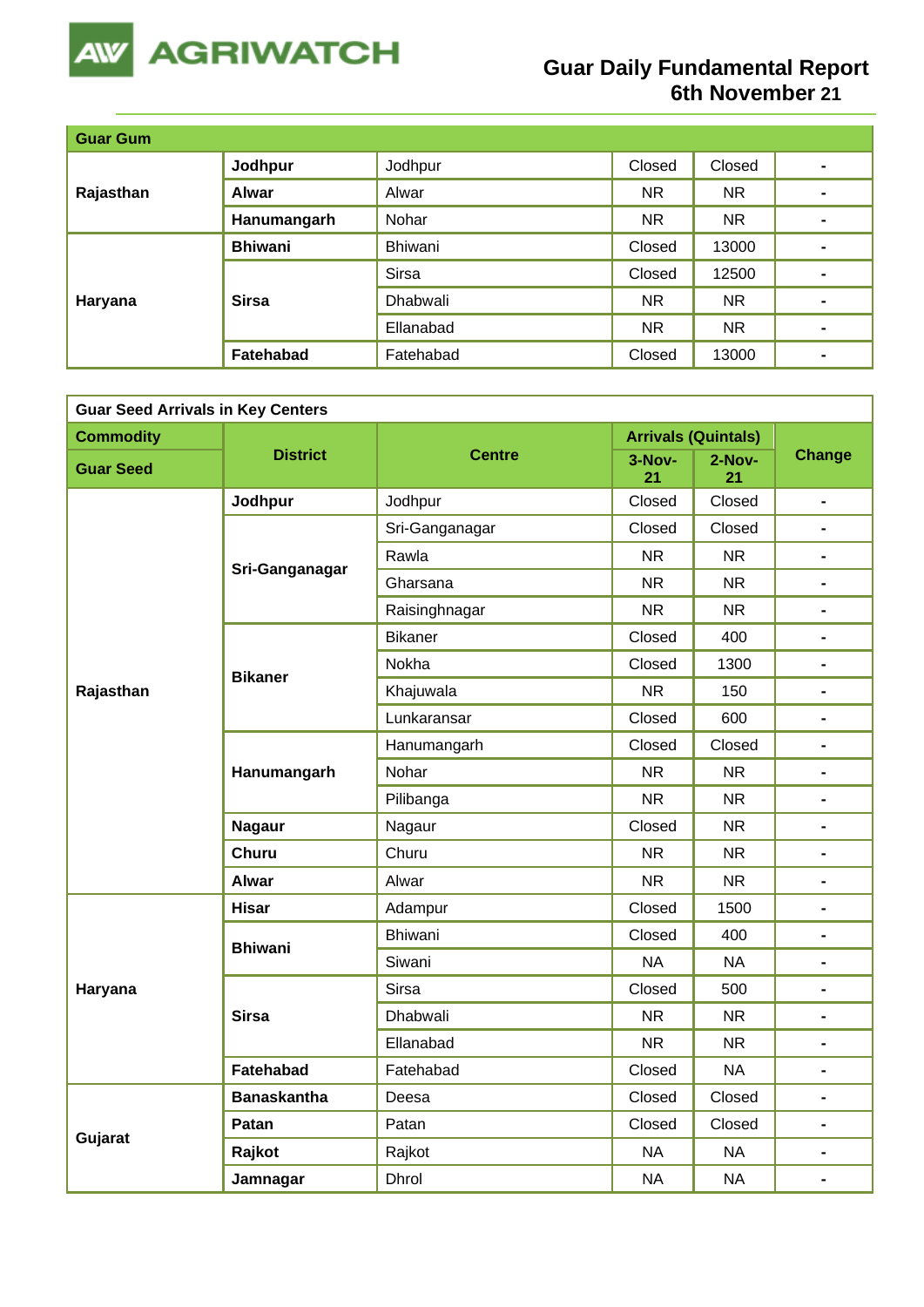| Guar Gum | | | | | |
|---|---|---|---|---|---|
| Rajasthan | Jodhpur | Jodhpur | Closed | Closed | - |
| | Alwar | Alwar | NR | NR | - |
| | Hanumangarh | Nohar | NR | NR | - |
| Haryana | Bhiwani | Bhiwani | Closed | 13000 | - |
| | Sirsa | Sirsa | Closed | 12500 | - |
| | | Dhabwali | NR | NR | - |
| | | Ellanabad | NR | NR | - |
| | Fatehabad | Fatehabad | Closed | 13000 | - |

| Guar Seed Arrivals in Key Centers | | | | | |
|---|---|---|---|---|---|
| Commodity | District | Centre | Arrivals (Quintals) | | Change |
| Guar Seed | | | 3-Nov-21 | 2-Nov-21 | |
| Rajasthan | Jodhpur | Jodhpur | Closed | Closed | - |
| | Sri-Ganganagar | Sri-Ganganagar | Closed | Closed | - |
| | | Rawla | NR | NR | - |
| | | Gharsana | NR | NR | - |
| | | Raisinghnagar | NR | NR | - |
| | Bikaner | Bikaner | Closed | 400 | - |
| | | Nokha | Closed | 1300 | - |
| | | Khajuwala | NR | 150 | - |
| | | Lunkaransar | Closed | 600 | - |
| | Hanumangarh | Hanumangarh | Closed | Closed | - |
| | | Nohar | NR | NR | - |
| | | Pilibanga | NR | NR | - |
| | Nagaur | Nagaur | Closed | NR | - |
| | Churu | Churu | NR | NR | - |
| | Alwar | Alwar | NR | NR | - |
| Haryana | Hisar | Adampur | Closed | 1500 | - |
| | Bhiwani | Bhiwani | Closed | 400 | - |
| | | Siwani | NA | NA | - |
| | Sirsa | Sirsa | Closed | 500 | - |
| | | Dhabwali | NR | NR | - |
| | | Ellanabad | NR | NR | - |
| | Fatehabad | Fatehabad | Closed | NA | - |
| Gujarat | Banaskantha | Deesa | Closed | Closed | - |
| | Patan | Patan | Closed | Closed | - |
| | Rajkot | Rajkot | NA | NA | - |
| | Jamnagar | Dhrol | NA | NA | - |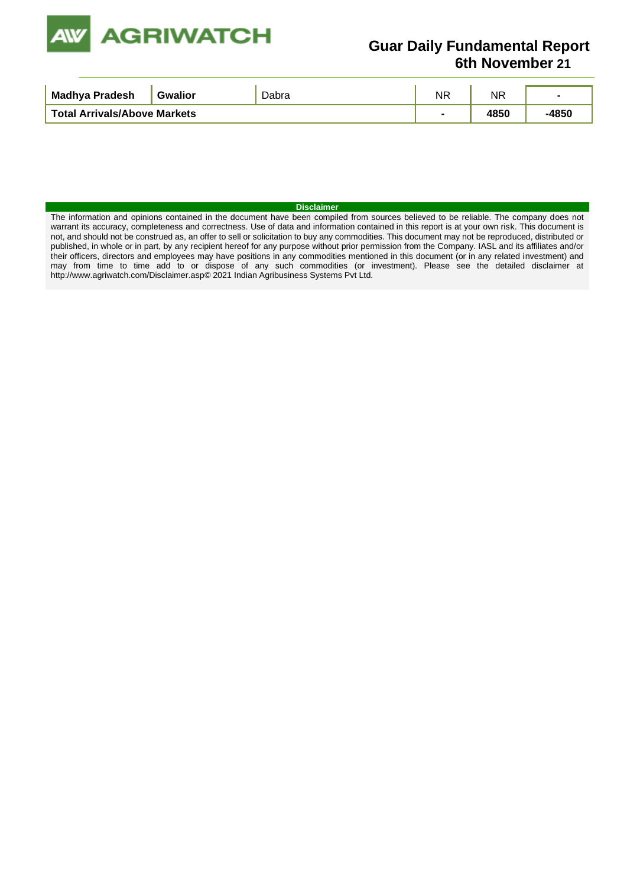| | | | | | |
|---|---|---|---|---|---|
| Madhya Pradesh | Gwalior | Dabra | NR | NR | - |
| **Total Arrivals/Above Markets** | | | - | **4850** | **-4850** |

**Disclaimer**

The information and opinions contained in the document have been compiled from sources believed to be reliable. The company does not warrant its accuracy, completeness and correctness. Use of data and information contained in this report is at your own risk. This document is not, and should not be construed as, an offer to sell or solicitation to buy any commodities. This document may not be reproduced, distributed or published, in whole or in part, by any recipient hereof for any purpose without prior permission from the Company. IASL and its affiliates and/or their officers, directors and employees may have positions in any commodities mentioned in this document (or in any related investment) and may from time to time add to or dispose of any such commodities (or investment). Please see the detailed disclaimer at http://www.agriwatch.com/Disclaimer.asp© 2021 Indian Agribusiness Systems Pvt Ltd.